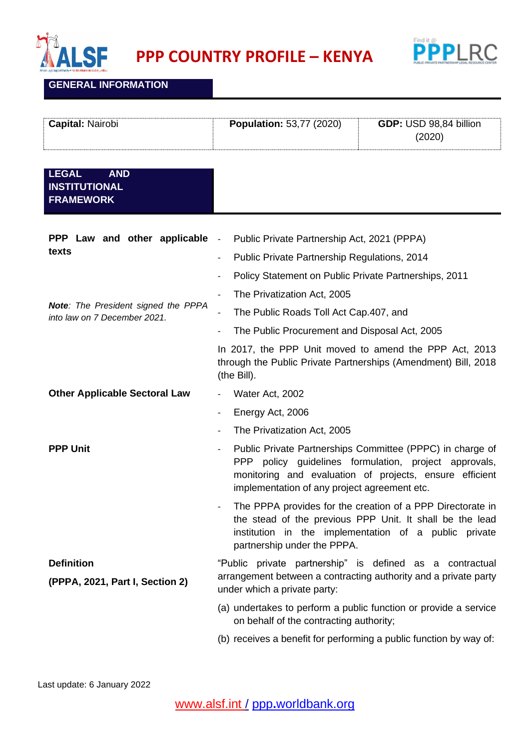# PPP COUNTRY PROFILE – KENYA

## GENERAL INFORMATION

| **Capital:** Nairobi | **Population:** 53,77 (2020) | **GDP:** USD 98,84 billion (2020) |
|---|---|---|

## LEGAL AND INSTITUTIONAL FRAMEWORK

| | |
|---|---|
| **PPP Law and other applicable texts**<br><br>***Note**: The President signed the PPPA into law on 7 December 2021.* | - Public Private Partnership Act, 2021 (PPPA)<br>- Public Private Partnership Regulations, 2014<br>- Policy Statement on Public Private Partnerships, 2011<br>- The Privatization Act, 2005<br>- The Public Roads Toll Act Cap.407, and<br>- The Public Procurement and Disposal Act, 2005<br><br>In 2017, the PPP Unit moved to amend the PPP Act, 2013 through the Public Private Partnerships (Amendment) Bill, 2018 (the Bill). |
| **Other Applicable Sectoral Law** | - Water Act, 2002<br>- Energy Act, 2006<br>- The Privatization Act, 2005 |
| **PPP Unit** | - Public Private Partnerships Committee (PPPC) in charge of PPP policy guidelines formulation, project approvals, monitoring and evaluation of projects, ensure efficient implementation of any project agreement etc.<br>- The PPPA provides for the creation of a PPP Directorate in the stead of the previous PPP Unit. It shall be the lead institution in the implementation of a public private partnership under the PPPA. |
| **Definition**<br><br>**(PPPA, 2021, Part I, Section 2)** | "Public private partnership" is defined as a contractual arrangement between a contracting authority and a private party under which a private party:<br><br>(a) undertakes to perform a public function or provide a service on behalf of the contracting authority;<br><br>(b) receives a benefit for performing a public function by way of: |

Last update: 6 January 2022

www.alsf.int / ppp.worldbank.org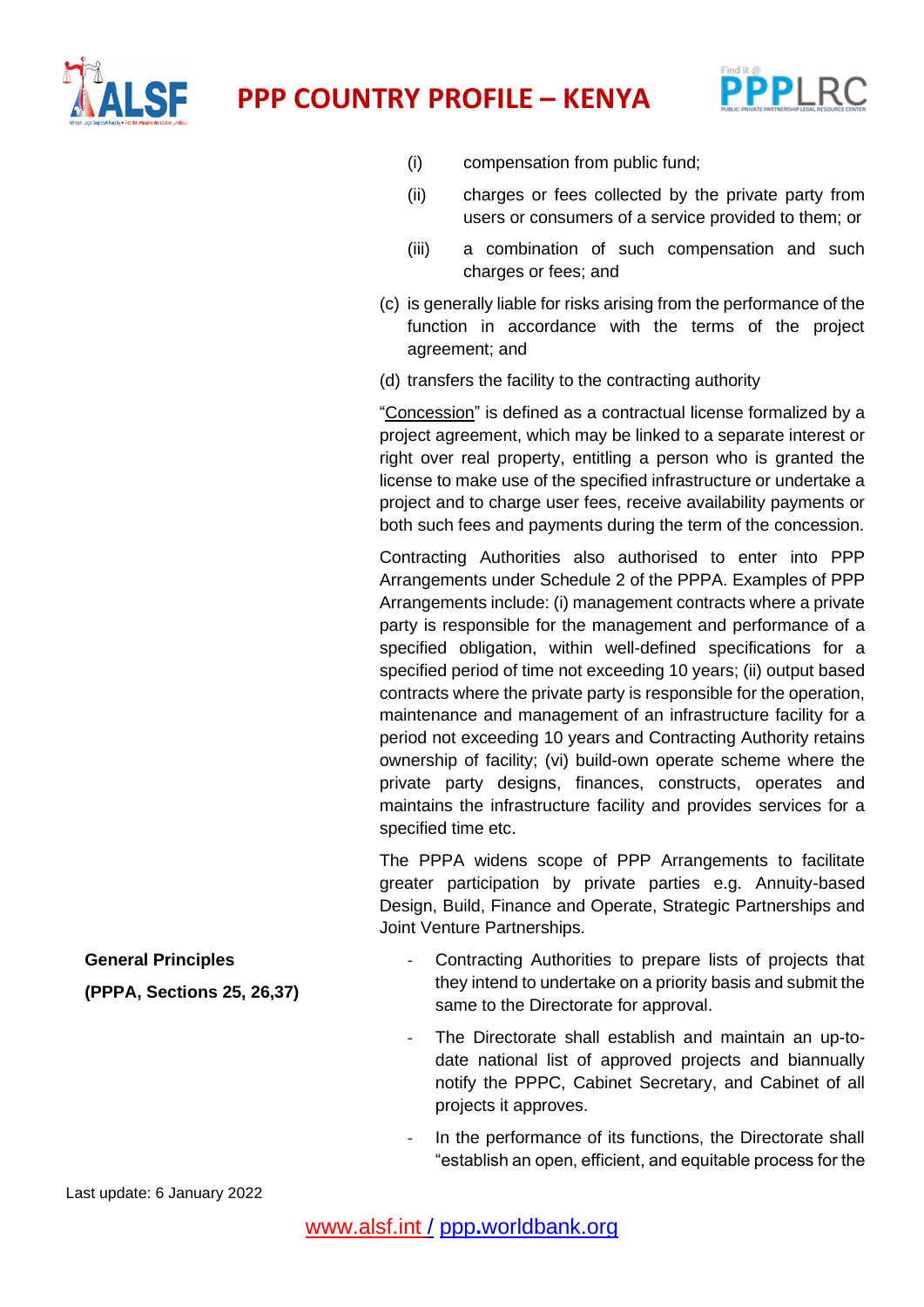(i) compensation from public fund;

(ii) charges or fees collected by the private party from users or consumers of a service provided to them; or

(iii) a combination of such compensation and such charges or fees; and

(c) is generally liable for risks arising from the performance of the function in accordance with the terms of the project agreement; and

(d) transfers the facility to the contracting authority

"Concession" is defined as a contractual license formalized by a project agreement, which may be linked to a separate interest or right over real property, entitling a person who is granted the license to make use of the specified infrastructure or undertake a project and to charge user fees, receive availability payments or both such fees and payments during the term of the concession.

Contracting Authorities also authorised to enter into PPP Arrangements under Schedule 2 of the PPPA. Examples of PPP Arrangements include: (i) management contracts where a private party is responsible for the management and performance of a specified obligation, within well-defined specifications for a specified period of time not exceeding 10 years; (ii) output based contracts where the private party is responsible for the operation, maintenance and management of an infrastructure facility for a period not exceeding 10 years and Contracting Authority retains ownership of facility; (vi) build-own operate scheme where the private party designs, finances, constructs, operates and maintains the infrastructure facility and provides services for a specified time etc.

The PPPA widens scope of PPP Arrangements to facilitate greater participation by private parties e.g. Annuity-based Design, Build, Finance and Operate, Strategic Partnerships and Joint Venture Partnerships.

**General Principles**

**(PPPA, Sections 25, 26,37)**

- Contracting Authorities to prepare lists of projects that they intend to undertake on a priority basis and submit the same to the Directorate for approval.
- The Directorate shall establish and maintain an up-to-date national list of approved projects and biannually notify the PPPC, Cabinet Secretary, and Cabinet of all projects it approves.
- In the performance of its functions, the Directorate shall "establish an open, efficient, and equitable process for the

Last update: 6 January 2022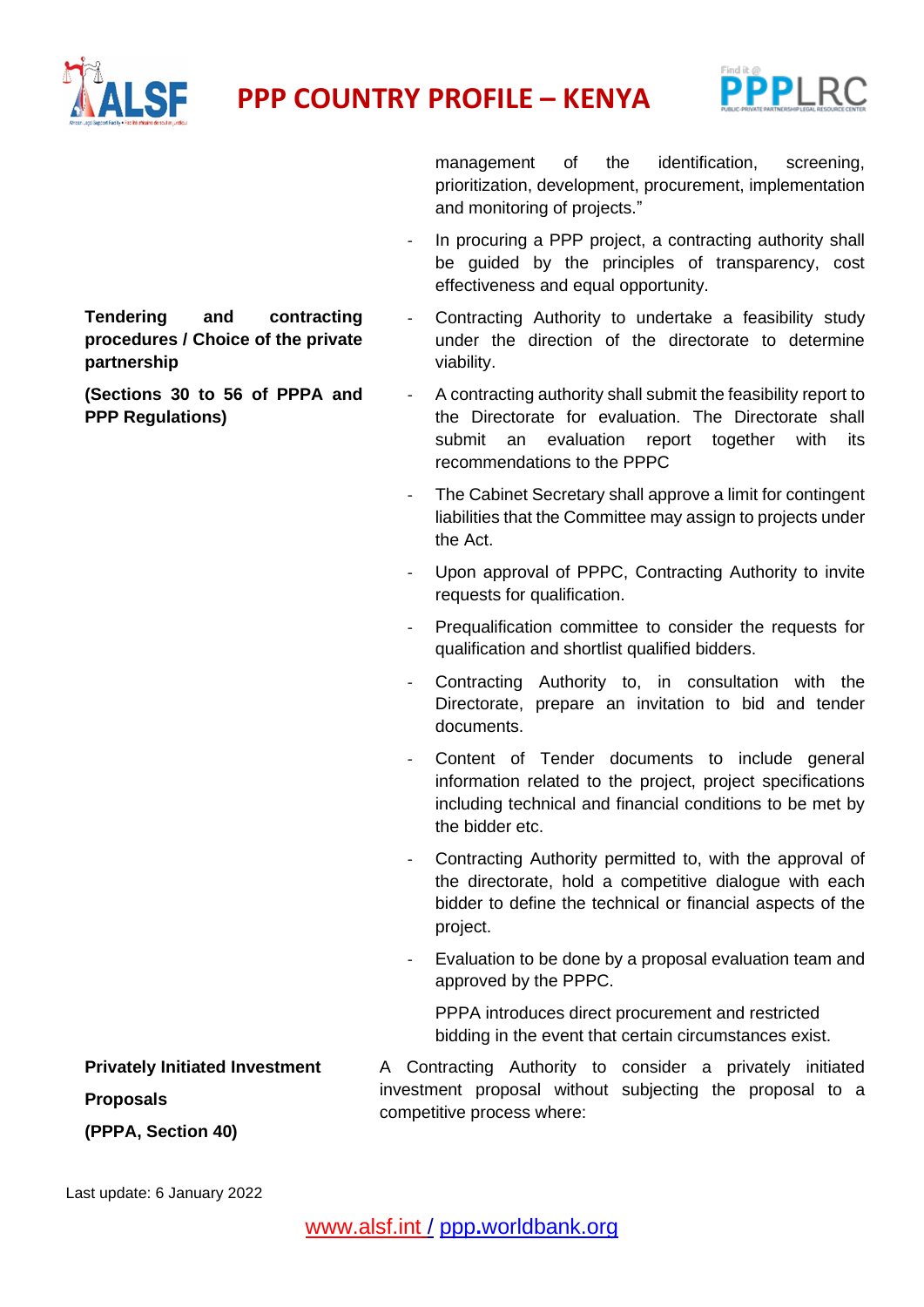| | |
|---|---|
| | management of the identification, screening, prioritization, development, procurement, implementation and monitoring of projects."<br>- In procuring a PPP project, a contracting authority shall be guided by the principles of transparency, cost effectiveness and equal opportunity. |
| **Tendering and contracting procedures / Choice of the private partnership**<br><br>**(Sections 30 to 56 of PPPA and PPP Regulations)** | - Contracting Authority to undertake a feasibility study under the direction of the directorate to determine viability.<br>- A contracting authority shall submit the feasibility report to the Directorate for evaluation. The Directorate shall submit an evaluation report together with its recommendations to the PPPC<br>- The Cabinet Secretary shall approve a limit for contingent liabilities that the Committee may assign to projects under the Act.<br>- Upon approval of PPPC, Contracting Authority to invite requests for qualification.<br>- Prequalification committee to consider the requests for qualification and shortlist qualified bidders.<br>- Contracting Authority to, in consultation with the Directorate, prepare an invitation to bid and tender documents.<br>- Content of Tender documents to include general information related to the project, project specifications including technical and financial conditions to be met by the bidder etc.<br>- Contracting Authority permitted to, with the approval of the directorate, hold a competitive dialogue with each bidder to define the technical or financial aspects of the project.<br>- Evaluation to be done by a proposal evaluation team and approved by the PPPC.<br><br>PPPA introduces direct procurement and restricted bidding in the event that certain circumstances exist. |
| **Privately Initiated Investment Proposals**<br><br>**(PPPA, Section 40)** | A Contracting Authority to consider a privately initiated investment proposal without subjecting the proposal to a competitive process where: |

Last update: 6 January 2022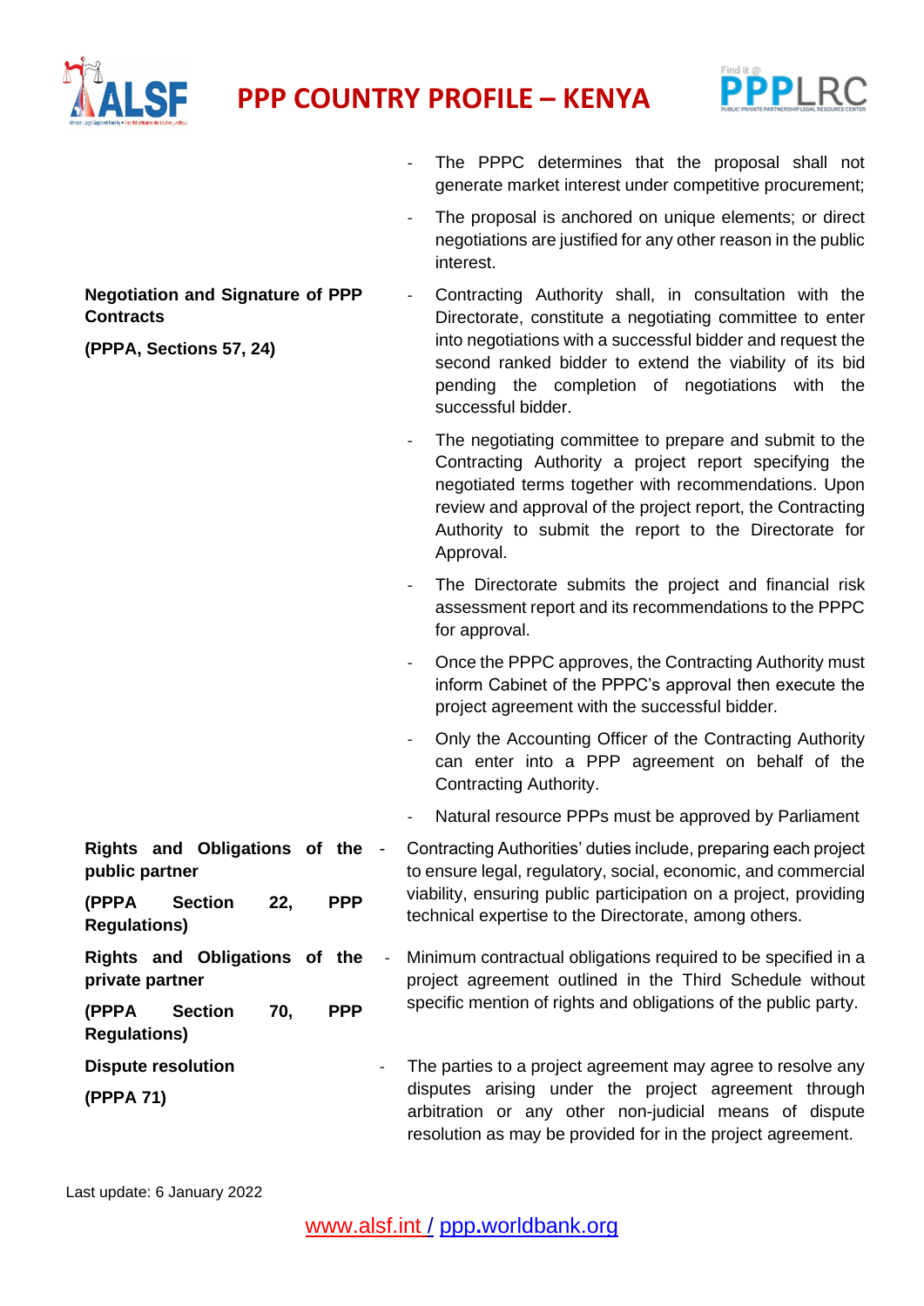| | |
|---|---|
| | - The PPPC determines that the proposal shall not generate market interest under competitive procurement;<br>- The proposal is anchored on unique elements; or direct negotiations are justified for any other reason in the public interest. |
| **Negotiation and Signature of PPP Contracts**<br><br>**(PPPA, Sections 57, 24)** | - Contracting Authority shall, in consultation with the Directorate, constitute a negotiating committee to enter into negotiations with a successful bidder and request the second ranked bidder to extend the viability of its bid pending the completion of negotiations with the successful bidder.<br>- The negotiating committee to prepare and submit to the Contracting Authority a project report specifying the negotiated terms together with recommendations. Upon review and approval of the project report, the Contracting Authority to submit the report to the Directorate for Approval.<br>- The Directorate submits the project and financial risk assessment report and its recommendations to the PPPC for approval.<br>- Once the PPPC approves, the Contracting Authority must inform Cabinet of the PPPC's approval then execute the project agreement with the successful bidder.<br>- Only the Accounting Officer of the Contracting Authority can enter into a PPP agreement on behalf of the Contracting Authority.<br>- Natural resource PPPs must be approved by Parliament |
| **Rights and Obligations of the public partner**<br><br>**(PPPA Section 22, PPP Regulations)** | - Contracting Authorities' duties include, preparing each project to ensure legal, regulatory, social, economic, and commercial viability, ensuring public participation on a project, providing technical expertise to the Directorate, among others. |
| **Rights and Obligations of the private partner**<br><br>**(PPPA Section 70, PPP Regulations)** | - Minimum contractual obligations required to be specified in a project agreement outlined in the Third Schedule without specific mention of rights and obligations of the public party. |
| **Dispute resolution**<br><br>**(PPPA 71)** | - The parties to a project agreement may agree to resolve any disputes arising under the project agreement through arbitration or any other non-judicial means of dispute resolution as may be provided for in the project agreement. |

Last update: 6 January 2022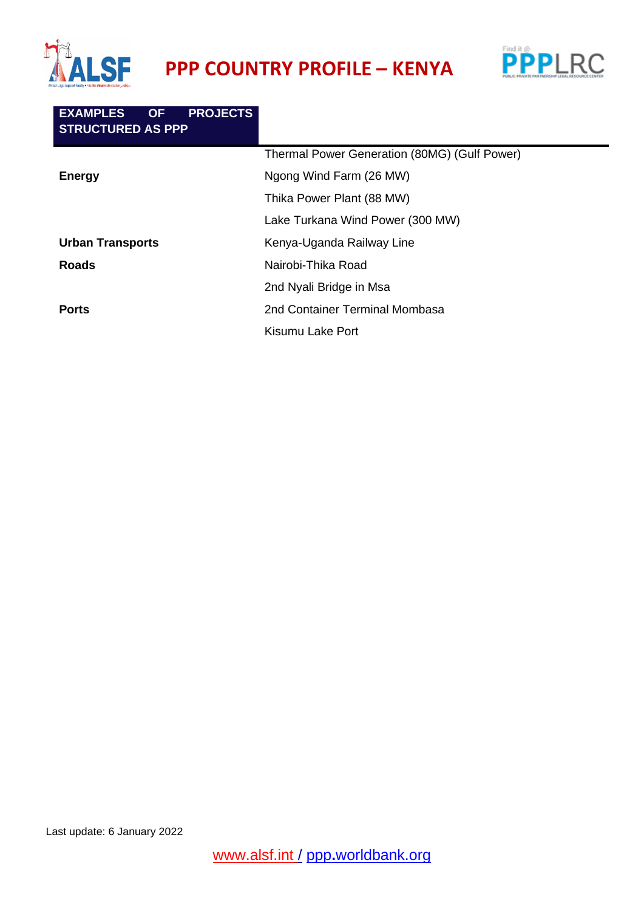| EXAMPLES OF PROJECTS STRUCTURED AS PPP | |
|---|---|
| **Energy** | Thermal Power Generation (80MG) (Gulf Power) |
| | Ngong Wind Farm (26 MW) |
| | Thika Power Plant (88 MW) |
| | Lake Turkana Wind Power (300 MW) |
| **Urban Transports** | Kenya-Uganda Railway Line |
| **Roads** | Nairobi-Thika Road |
| | 2nd Nyali Bridge in Msa |
| **Ports** | 2nd Container Terminal Mombasa |
| | Kisumu Lake Port |

Last update: 6 January 2022